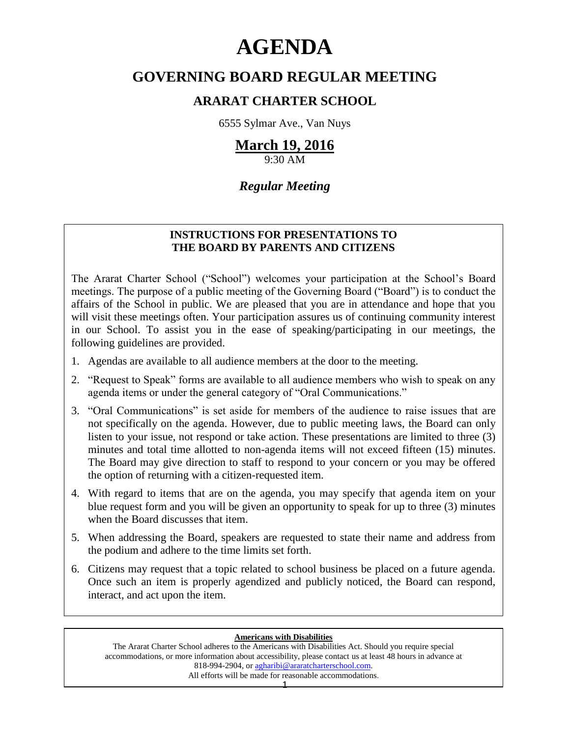# AGENDA

## GOVERNING BOARD REGULAR MEETING

### ARARAT CHARTER SCHOOL

6555 Sylmar Ave., Van Nuys

## March 19, 2016

9:30 AM

### *Regular Meeting*

**INSTRUCTIONS FOR PRESENTATIONS TO THE BOARD BY PARENTS AND CITIZENS**

The Ararat Charter School ("School") welcomes your participation at the School's Board meetings. The purpose of a public meeting of the Governing Board ("Board") is to conduct the affairs of the School in public. We are pleased that you are in attendance and hope that you will visit these meetings often. Your participation assures us of continuing community interest in our School. To assist you in the ease of speaking/participating in our meetings, the following guidelines are provided.

1. Agendas are available to all audience members at the door to the meeting.
2. "Request to Speak" forms are available to all audience members who wish to speak on any agenda items or under the general category of "Oral Communications."
3. "Oral Communications" is set aside for members of the audience to raise issues that are not specifically on the agenda. However, due to public meeting laws, the Board can only listen to your issue, not respond or take action. These presentations are limited to three (3) minutes and total time allotted to non-agenda items will not exceed fifteen (15) minutes. The Board may give direction to staff to respond to your concern or you may be offered the option of returning with a citizen-requested item.
4. With regard to items that are on the agenda, you may specify that agenda item on your blue request form and you will be given an opportunity to speak for up to three (3) minutes when the Board discusses that item.
5. When addressing the Board, speakers are requested to state their name and address from the podium and adhere to the time limits set forth.
6. Citizens may request that a topic related to school business be placed on a future agenda. Once such an item is properly agendized and publicly noticed, the Board can respond, interact, and act upon the item.

**Americans with Disabilities**

The Ararat Charter School adheres to the Americans with Disabilities Act. Should you require special accommodations, or more information about accessibility, please contact us at least 48 hours in advance at 818-994-2904, or agharibi@araratcharterschool.com.
All efforts will be made for reasonable accommodations.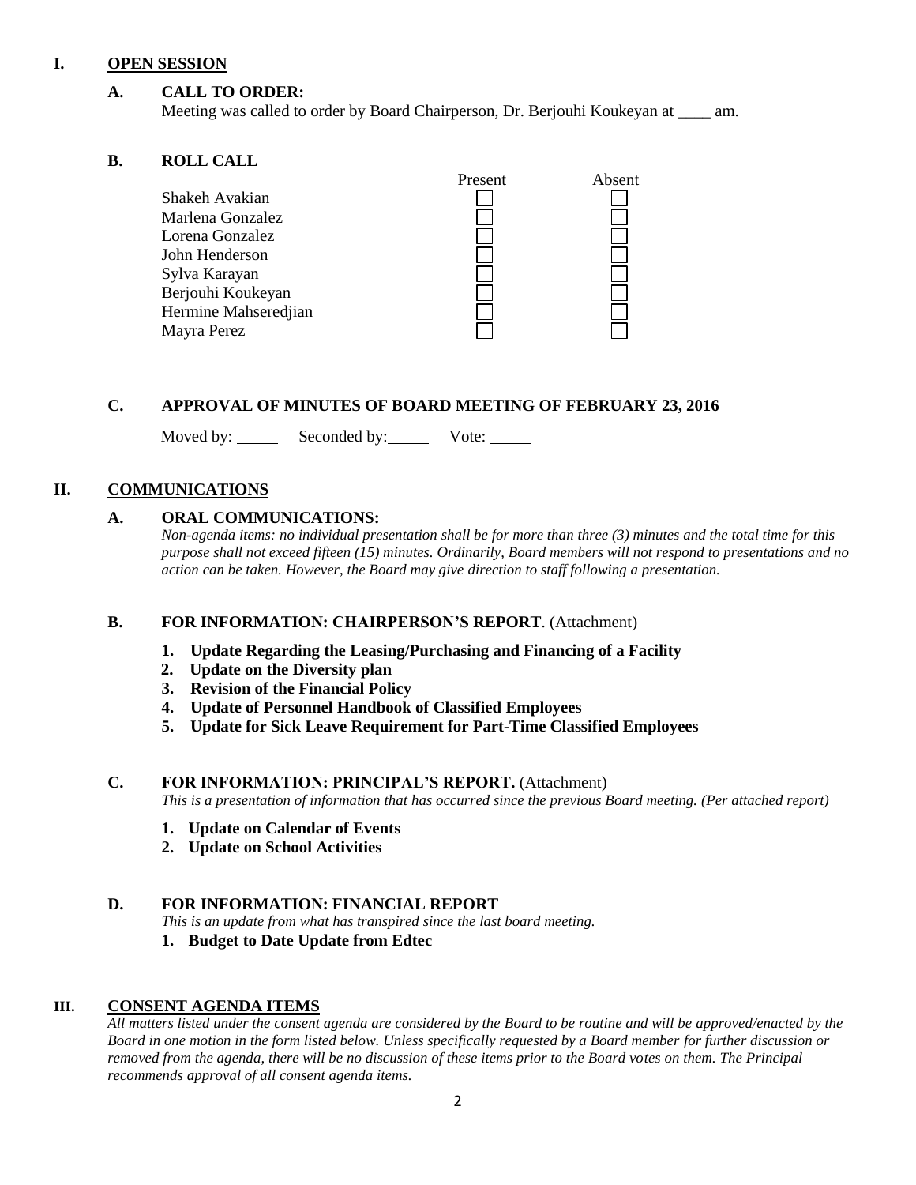# I. OPEN SESSION

## A. CALL TO ORDER:

Meeting was called to order by Board Chairperson, Dr. Berjouhi Koukeyan at ____ am.

## B. ROLL CALL

| | Present | Absent |
|---|---|---|
| Shakeh Avakian | ☐ | ☐ |
| Marlena Gonzalez | ☐ | ☐ |
| Lorena Gonzalez | ☐ | ☐ |
| John Henderson | ☐ | ☐ |
| Sylva Karayan | ☐ | ☐ |
| Berjouhi Koukeyan | ☐ | ☐ |
| Hermine Mahseredjian | ☐ | ☐ |
| Mayra Perez | ☐ | ☐ |

## C. APPROVAL OF MINUTES OF BOARD MEETING OF FEBRUARY 23, 2016

Moved by: _____ Seconded by: _____ Vote: _____

# II. COMMUNICATIONS

## A. ORAL COMMUNICATIONS:

*Non-agenda items: no individual presentation shall be for more than three (3) minutes and the total time for this purpose shall not exceed fifteen (15) minutes. Ordinarily, Board members will not respond to presentations and no action can be taken. However, the Board may give direction to staff following a presentation.*

## B. FOR INFORMATION: CHAIRPERSON'S REPORT. (Attachment)

1. **Update Regarding the Leasing/Purchasing and Financing of a Facility**
2. **Update on the Diversity plan**
3. **Revision of the Financial Policy**
4. **Update of Personnel Handbook of Classified Employees**
5. **Update for Sick Leave Requirement for Part-Time Classified Employees**

## C. FOR INFORMATION: PRINCIPAL'S REPORT. (Attachment)

*This is a presentation of information that has occurred since the previous Board meeting. (Per attached report)*

1. **Update on Calendar of Events**
2. **Update on School Activities**

## D. FOR INFORMATION: FINANCIAL REPORT

*This is an update from what has transpired since the last board meeting.*

1. **Budget to Date Update from Edtec**

# III. CONSENT AGENDA ITEMS

*All matters listed under the consent agenda are considered by the Board to be routine and will be approved/enacted by the Board in one motion in the form listed below. Unless specifically requested by a Board member for further discussion or removed from the agenda, there will be no discussion of these items prior to the Board votes on them. The Principal recommends approval of all consent agenda items.*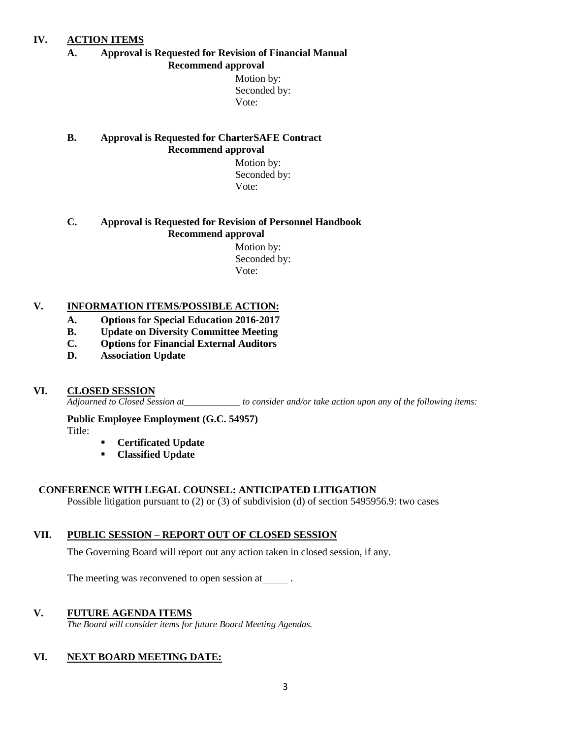## IV. ACTION ITEMS

### A. Approval is Requested for Revision of Financial Manual

**Recommend approval**

Motion by:
Seconded by:
Vote:

### B. Approval is Requested for CharterSAFE Contract

**Recommend approval**

Motion by:
Seconded by:
Vote:

### C. Approval is Requested for Revision of Personnel Handbook

**Recommend approval**

Motion by:
Seconded by:
Vote:

## V. INFORMATION ITEMS/POSSIBLE ACTION:

- **A. Options for Special Education 2016-2017**
- **B. Update on Diversity Committee Meeting**
- **C. Options for Financial External Auditors**
- **D. Association Update**

## VI. CLOSED SESSION

*Adjourned to Closed Session at____________ to consider and/or take action upon any of the following items:*

**Public Employee Employment (G.C. 54957)**

Title:

- **Certificated Update**
- **Classified Update**

**CONFERENCE WITH LEGAL COUNSEL: ANTICIPATED LITIGATION**

Possible litigation pursuant to (2) or (3) of subdivision (d) of section 5495956.9: two cases

## VII. PUBLIC SESSION – REPORT OUT OF CLOSED SESSION

The Governing Board will report out any action taken in closed session, if any.

The meeting was reconvened to open session at_____ .

## V. FUTURE AGENDA ITEMS

*The Board will consider items for future Board Meeting Agendas.*

## VI. NEXT BOARD MEETING DATE: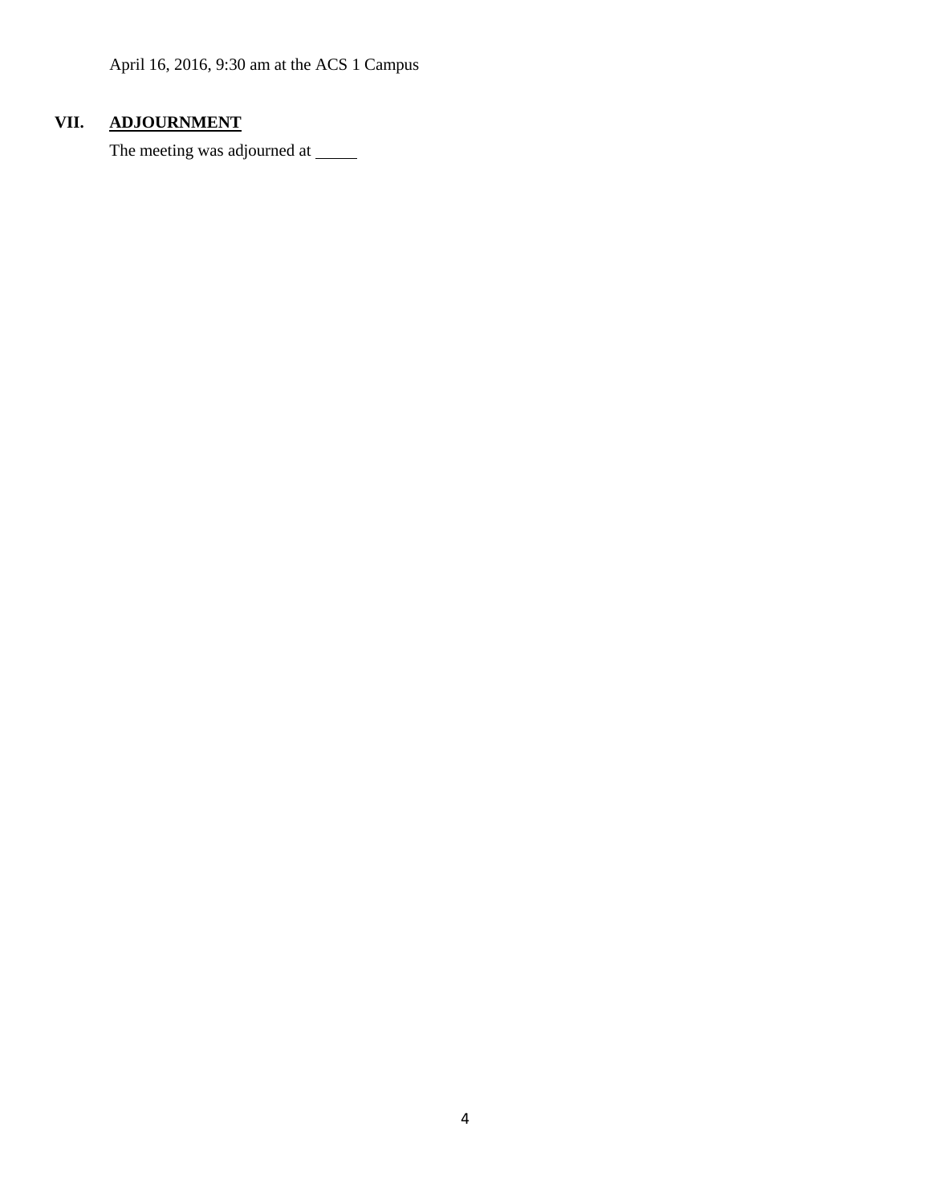April 16, 2016, 9:30 am at the ACS 1 Campus

## VII. ADJOURNMENT

The meeting was adjourned at _____